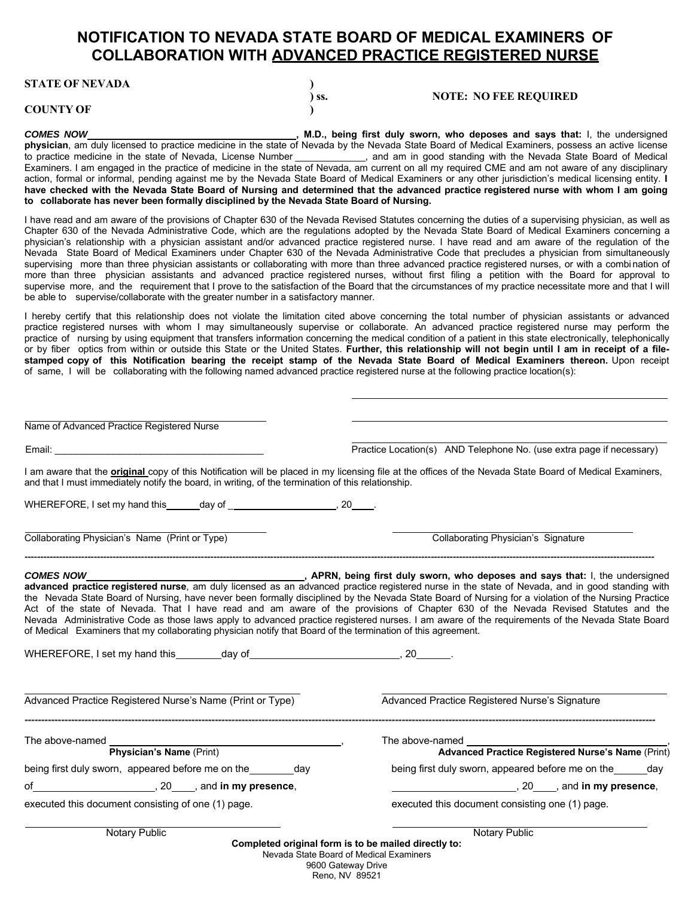# NOTIFICATION TO NEVADA STATE BOARD OF MEDICAL EXAMINERS OF COLLABORATION WITH ADVANCED PRACTICE REGISTERED NURSE

**STATE OF NEVADA** )
) **ss.** **NOTE: NO FEE REQUIRED**
**COUNTY OF** )

***COMES NOW*** ____________________________________**, M.D., being first duly sworn, who deposes and says that:** I, the undersigned **physician**, am duly licensed to practice medicine in the state of Nevada by the Nevada State Board of Medical Examiners, possess an active license to practice medicine in the state of Nevada, License Number _____________, and am in good standing with the Nevada State Board of Medical Examiners. I am engaged in the practice of medicine in the state of Nevada, am current on all my required CME and am not aware of any disciplinary action, formal or informal, pending against me by the Nevada State Board of Medical Examiners or any other jurisdiction's medical licensing entity. **I have checked with the Nevada State Board of Nursing and determined that the advanced practice registered nurse with whom I am going to collaborate has never been formally disciplined by the Nevada State Board of Nursing.**

I have read and am aware of the provisions of Chapter 630 of the Nevada Revised Statutes concerning the duties of a supervising physician, as well as Chapter 630 of the Nevada Administrative Code, which are the regulations adopted by the Nevada State Board of Medical Examiners concerning a physician's relationship with a physician assistant and/or advanced practice registered nurse. I have read and am aware of the regulation of the Nevada State Board of Medical Examiners under Chapter 630 of the Nevada Administrative Code that precludes a physician from simultaneously supervising more than three physician assistants or collaborating with more than three advanced practice registered nurses, or with a combination of more than three physician assistants and advanced practice registered nurses, without first filing a petition with the Board for approval to supervise more, and the requirement that I prove to the satisfaction of the Board that the circumstances of my practice necessitate more and that I will be able to supervise/collaborate with the greater number in a satisfactory manner.

I hereby certify that this relationship does not violate the limitation cited above concerning the total number of physician assistants or advanced practice registered nurses with whom I may simultaneously supervise or collaborate. An advanced practice registered nurse may perform the practice of nursing by using equipment that transfers information concerning the medical condition of a patient in this state electronically, telephonically or by fiber optics from within or outside this State or the United States. **Further, this relationship will not begin until I am in receipt of a file-stamped copy of this Notification bearing the receipt stamp of the Nevada State Board of Medical Examiners thereon.** Upon receipt of same, I will be collaborating with the following named advanced practice registered nurse at the following practice location(s):

____________________________________ ____________________________________

____________________________________

Name of Advanced Practice Registered Nurse

Email: ____________________________________

____________________________________

Practice Location(s) AND Telephone No. (use extra page if necessary)

I am aware that the **original** copy of this Notification will be placed in my licensing file at the offices of the Nevada State Board of Medical Examiners, and that I must immediately notify the board, in writing, of the termination of this relationship.

WHEREFORE, I set my hand this______day of ____________________, 20____.

____________________________________ ____________________________________
Collaborating Physician's Name (Print or Type) Collaborating Physician's Signature

---

***COMES NOW*** ____________________________________**, APRN, being first duly sworn, who deposes and says that:** I, the undersigned **advanced practice registered nurse**, am duly licensed as an advanced practice registered nurse in the state of Nevada, and in good standing with the Nevada State Board of Nursing, have never been formally disciplined by the Nevada State Board of Nursing for a violation of the Nursing Practice Act of the state of Nevada. That I have read and am aware of the provisions of Chapter 630 of the Nevada Revised Statutes and the Nevada Administrative Code as those laws apply to advanced practice registered nurses. I am aware of the requirements of the Nevada State Board of Medical Examiners that my collaborating physician notify that Board of the termination of this agreement.

WHEREFORE, I set my hand this________day of__________________________, 20______.

____________________________________ ____________________________________
Advanced Practice Registered Nurse's Name (Print or Type) Advanced Practice Registered Nurse's Signature

---

The above-named ____________________________________,
**Physician's Name** (Print)

being first duly sworn, appeared before me on the________day

of_____________________, 20____, and **in my presence**,

executed this document consisting of one (1) page.

____________________________________
Notary Public

The above-named ____________________________________,
**Advanced Practice Registered Nurse's Name** (Print)

being first duly sworn, appeared before me on the______day

_____________________, 20____, and **in my presence**,

executed this document consisting one (1) page.

____________________________________
Notary Public

**Completed original form is to be mailed directly to:**
Nevada State Board of Medical Examiners
9600 Gateway Drive
Reno, NV 89521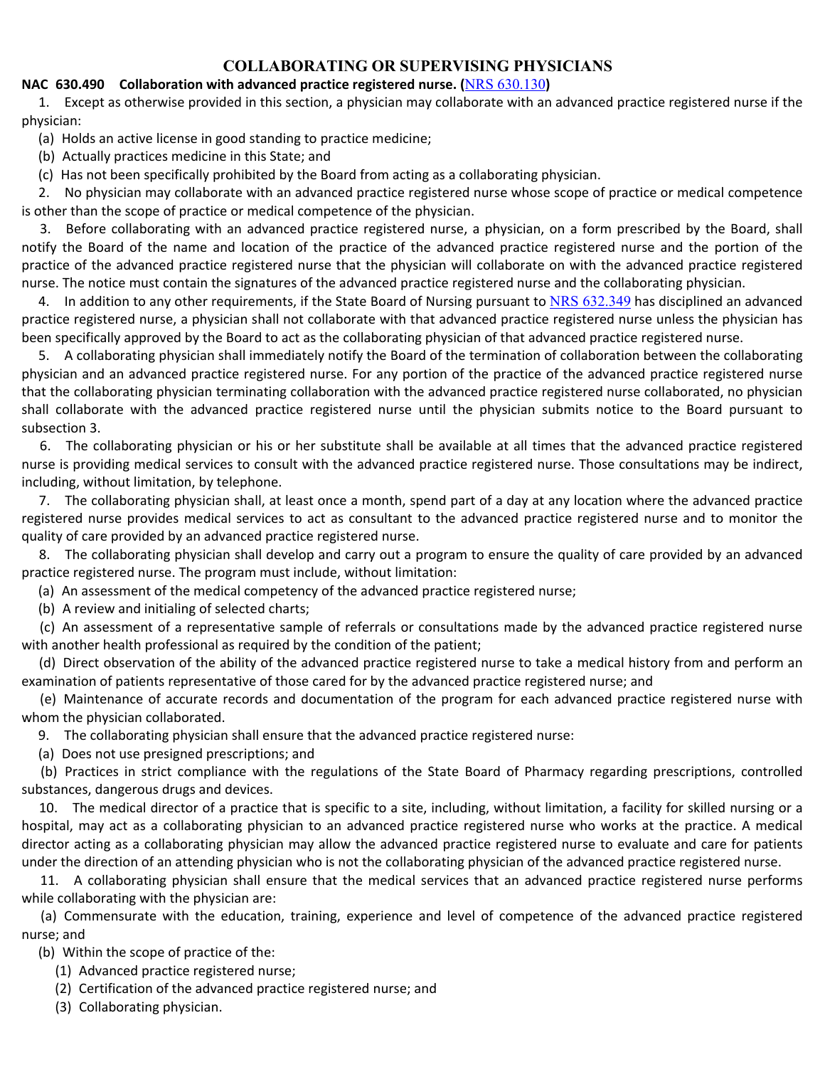## COLLABORATING OR SUPERVISING PHYSICIANS

**NAC 630.490 Collaboration with advanced practice registered nurse. (NRS 630.130)**

1. Except as otherwise provided in this section, a physician may collaborate with an advanced practice registered nurse if the physician:

(a) Holds an active license in good standing to practice medicine;

(b) Actually practices medicine in this State; and

(c) Has not been specifically prohibited by the Board from acting as a collaborating physician.

2. No physician may collaborate with an advanced practice registered nurse whose scope of practice or medical competence is other than the scope of practice or medical competence of the physician.

3. Before collaborating with an advanced practice registered nurse, a physician, on a form prescribed by the Board, shall notify the Board of the name and location of the practice of the advanced practice registered nurse and the portion of the practice of the advanced practice registered nurse that the physician will collaborate on with the advanced practice registered nurse. The notice must contain the signatures of the advanced practice registered nurse and the collaborating physician.

4. In addition to any other requirements, if the State Board of Nursing pursuant to NRS 632.349 has disciplined an advanced practice registered nurse, a physician shall not collaborate with that advanced practice registered nurse unless the physician has been specifically approved by the Board to act as the collaborating physician of that advanced practice registered nurse.

5. A collaborating physician shall immediately notify the Board of the termination of collaboration between the collaborating physician and an advanced practice registered nurse. For any portion of the practice of the advanced practice registered nurse that the collaborating physician terminating collaboration with the advanced practice registered nurse collaborated, no physician shall collaborate with the advanced practice registered nurse until the physician submits notice to the Board pursuant to subsection 3.

6. The collaborating physician or his or her substitute shall be available at all times that the advanced practice registered nurse is providing medical services to consult with the advanced practice registered nurse. Those consultations may be indirect, including, without limitation, by telephone.

7. The collaborating physician shall, at least once a month, spend part of a day at any location where the advanced practice registered nurse provides medical services to act as consultant to the advanced practice registered nurse and to monitor the quality of care provided by an advanced practice registered nurse.

8. The collaborating physician shall develop and carry out a program to ensure the quality of care provided by an advanced practice registered nurse. The program must include, without limitation:

(a) An assessment of the medical competency of the advanced practice registered nurse;

(b) A review and initialing of selected charts;

(c) An assessment of a representative sample of referrals or consultations made by the advanced practice registered nurse with another health professional as required by the condition of the patient;

(d) Direct observation of the ability of the advanced practice registered nurse to take a medical history from and perform an examination of patients representative of those cared for by the advanced practice registered nurse; and

(e) Maintenance of accurate records and documentation of the program for each advanced practice registered nurse with whom the physician collaborated.

9. The collaborating physician shall ensure that the advanced practice registered nurse:

(a) Does not use presigned prescriptions; and

(b) Practices in strict compliance with the regulations of the State Board of Pharmacy regarding prescriptions, controlled substances, dangerous drugs and devices.

10. The medical director of a practice that is specific to a site, including, without limitation, a facility for skilled nursing or a hospital, may act as a collaborating physician to an advanced practice registered nurse who works at the practice. A medical director acting as a collaborating physician may allow the advanced practice registered nurse to evaluate and care for patients under the direction of an attending physician who is not the collaborating physician of the advanced practice registered nurse.

11. A collaborating physician shall ensure that the medical services that an advanced practice registered nurse performs while collaborating with the physician are:

(a) Commensurate with the education, training, experience and level of competence of the advanced practice registered nurse; and

(b) Within the scope of practice of the:

(1) Advanced practice registered nurse;

(2) Certification of the advanced practice registered nurse; and

(3) Collaborating physician.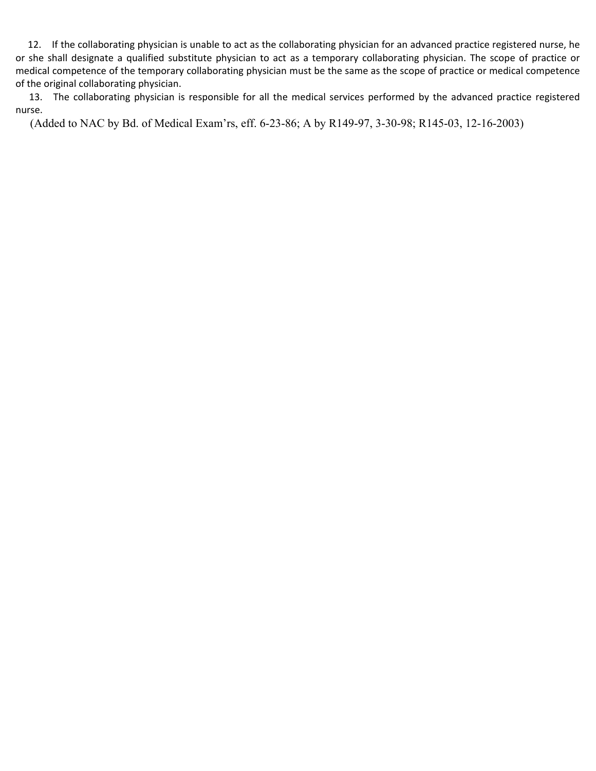12. If the collaborating physician is unable to act as the collaborating physician for an advanced practice registered nurse, he or she shall designate a qualified substitute physician to act as a temporary collaborating physician. The scope of practice or medical competence of the temporary collaborating physician must be the same as the scope of practice or medical competence of the original collaborating physician.

13. The collaborating physician is responsible for all the medical services performed by the advanced practice registered nurse.

(Added to NAC by Bd. of Medical Exam'rs, eff. 6-23-86; A by R149-97, 3-30-98; R145-03, 12-16-2003)